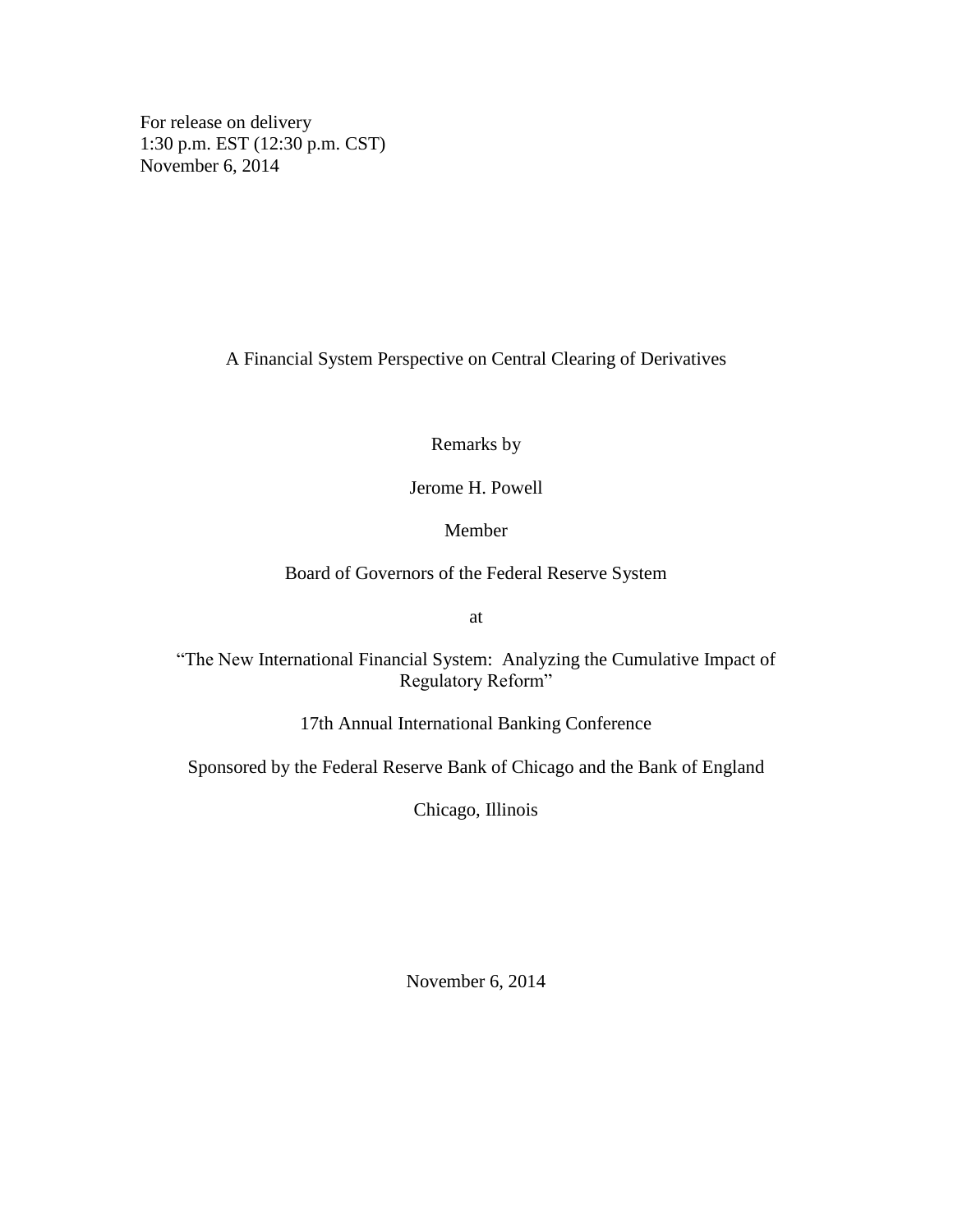For release on delivery
1:30 p.m. EST (12:30 p.m. CST)
November 6, 2014

# A Financial System Perspective on Central Clearing of Derivatives

Remarks by

Jerome H. Powell

Member

Board of Governors of the Federal Reserve System

at

"The New International Financial System: Analyzing the Cumulative Impact of Regulatory Reform"

17th Annual International Banking Conference

Sponsored by the Federal Reserve Bank of Chicago and the Bank of England

Chicago, Illinois

November 6, 2014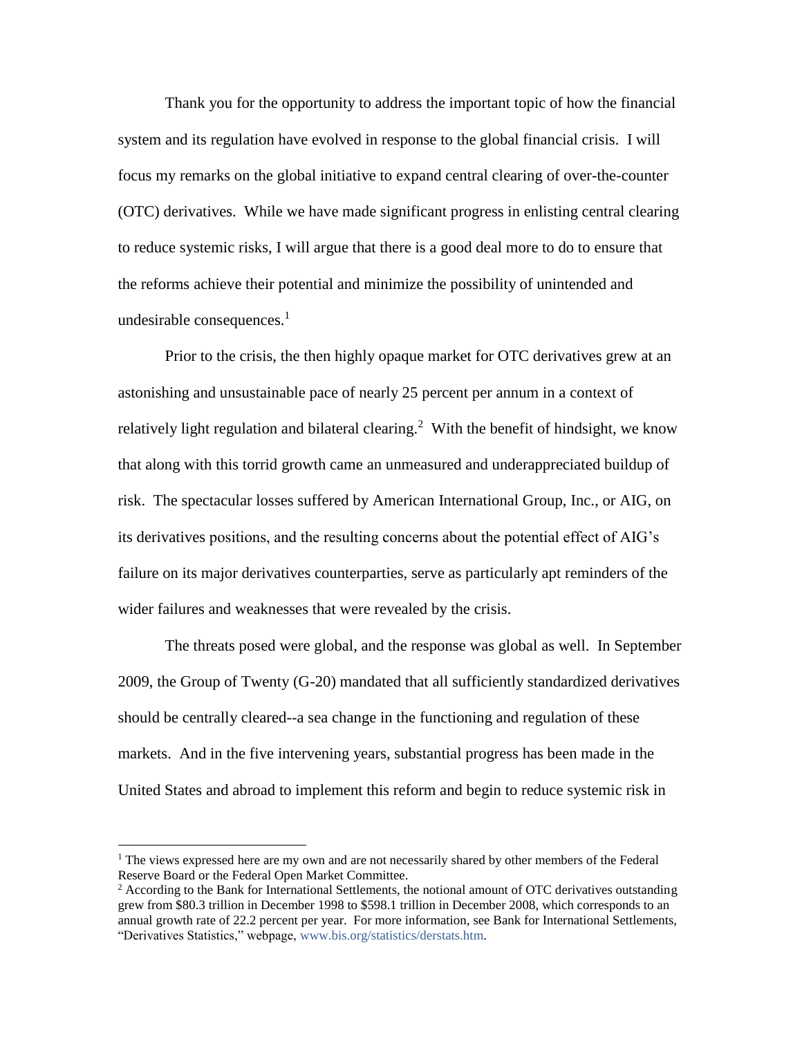Thank you for the opportunity to address the important topic of how the financial system and its regulation have evolved in response to the global financial crisis. I will focus my remarks on the global initiative to expand central clearing of over-the-counter (OTC) derivatives. While we have made significant progress in enlisting central clearing to reduce systemic risks, I will argue that there is a good deal more to do to ensure that the reforms achieve their potential and minimize the possibility of unintended and undesirable consequences.[1]

Prior to the crisis, the then highly opaque market for OTC derivatives grew at an astonishing and unsustainable pace of nearly 25 percent per annum in a context of relatively light regulation and bilateral clearing.[2] With the benefit of hindsight, we know that along with this torrid growth came an unmeasured and underappreciated buildup of risk. The spectacular losses suffered by American International Group, Inc., or AIG, on its derivatives positions, and the resulting concerns about the potential effect of AIG's failure on its major derivatives counterparties, serve as particularly apt reminders of the wider failures and weaknesses that were revealed by the crisis.

The threats posed were global, and the response was global as well. In September 2009, the Group of Twenty (G-20) mandated that all sufficiently standardized derivatives should be centrally cleared--a sea change in the functioning and regulation of these markets. And in the five intervening years, substantial progress has been made in the United States and abroad to implement this reform and begin to reduce systemic risk in

---

[1] The views expressed here are my own and are not necessarily shared by other members of the Federal Reserve Board or the Federal Open Market Committee.

[2] According to the Bank for International Settlements, the notional amount of OTC derivatives outstanding grew from $80.3 trillion in December 1998 to $598.1 trillion in December 2008, which corresponds to an annual growth rate of 22.2 percent per year. For more information, see Bank for International Settlements, "Derivatives Statistics," webpage, www.bis.org/statistics/derstats.htm.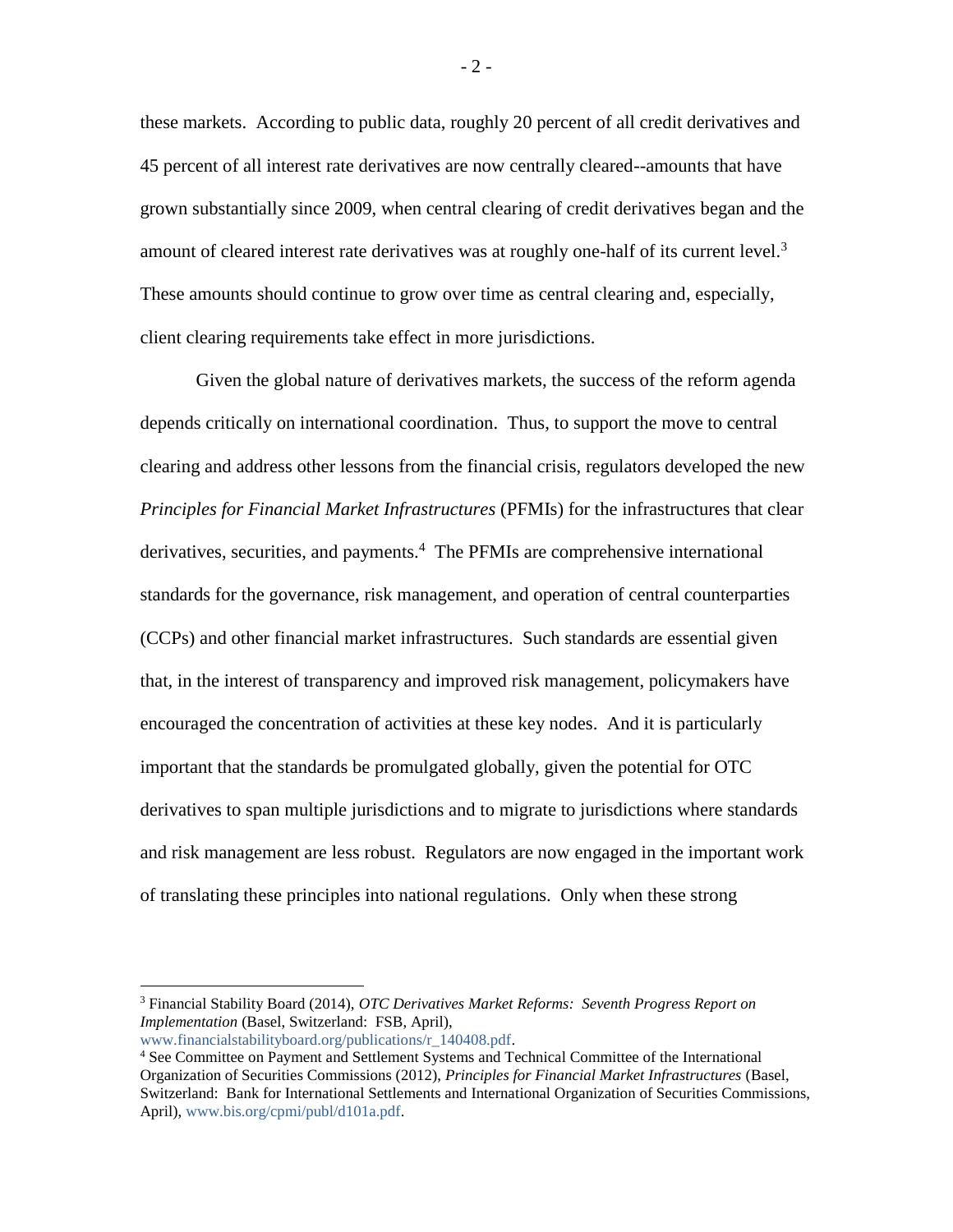these markets. According to public data, roughly 20 percent of all credit derivatives and 45 percent of all interest rate derivatives are now centrally cleared--amounts that have grown substantially since 2009, when central clearing of credit derivatives began and the amount of cleared interest rate derivatives was at roughly one-half of its current level.[3] These amounts should continue to grow over time as central clearing and, especially, client clearing requirements take effect in more jurisdictions.

Given the global nature of derivatives markets, the success of the reform agenda depends critically on international coordination. Thus, to support the move to central clearing and address other lessons from the financial crisis, regulators developed the new *Principles for Financial Market Infrastructures* (PFMIs) for the infrastructures that clear derivatives, securities, and payments.[4] The PFMIs are comprehensive international standards for the governance, risk management, and operation of central counterparties (CCPs) and other financial market infrastructures. Such standards are essential given that, in the interest of transparency and improved risk management, policymakers have encouraged the concentration of activities at these key nodes. And it is particularly important that the standards be promulgated globally, given the potential for OTC derivatives to span multiple jurisdictions and to migrate to jurisdictions where standards and risk management are less robust. Regulators are now engaged in the important work of translating these principles into national regulations. Only when these strong

---

[3] Financial Stability Board (2014), *OTC Derivatives Market Reforms: Seventh Progress Report on Implementation* (Basel, Switzerland: FSB, April), www.financialstabilityboard.org/publications/r_140408.pdf.

[4] See Committee on Payment and Settlement Systems and Technical Committee of the International Organization of Securities Commissions (2012), *Principles for Financial Market Infrastructures* (Basel, Switzerland: Bank for International Settlements and International Organization of Securities Commissions, April), www.bis.org/cpmi/publ/d101a.pdf.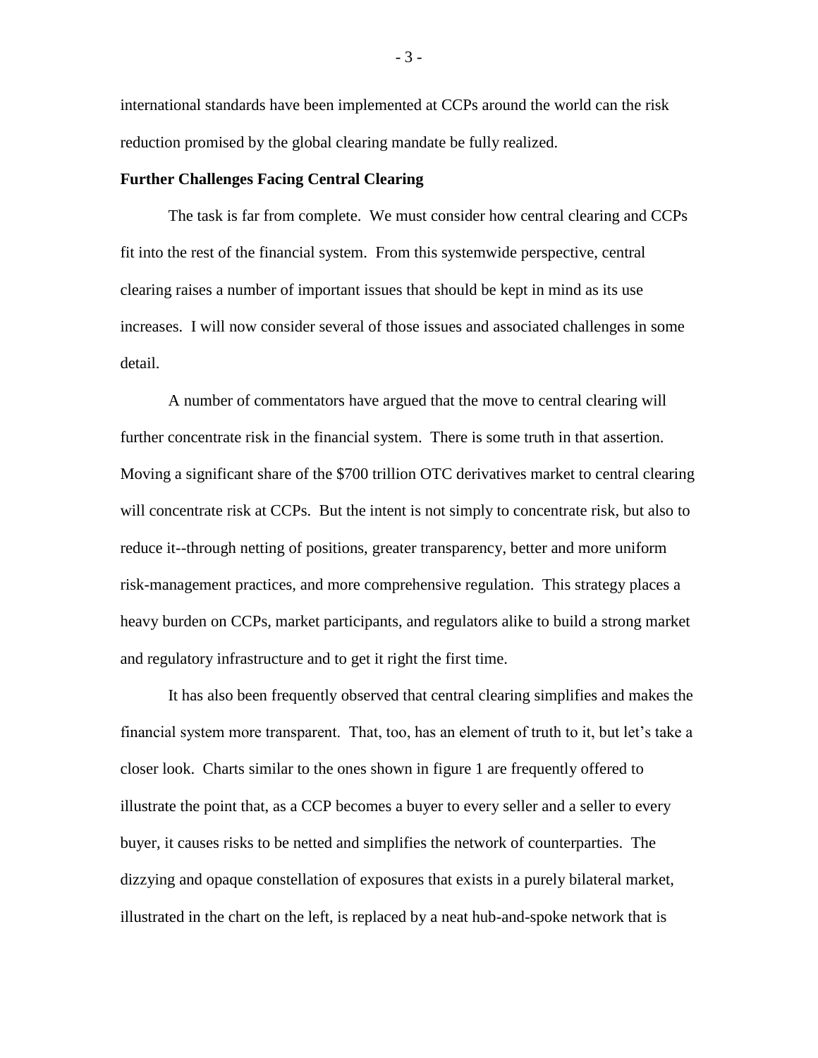international standards have been implemented at CCPs around the world can the risk reduction promised by the global clearing mandate be fully realized.

**Further Challenges Facing Central Clearing**

The task is far from complete. We must consider how central clearing and CCPs fit into the rest of the financial system. From this systemwide perspective, central clearing raises a number of important issues that should be kept in mind as its use increases. I will now consider several of those issues and associated challenges in some detail.

A number of commentators have argued that the move to central clearing will further concentrate risk in the financial system. There is some truth in that assertion. Moving a significant share of the $700 trillion OTC derivatives market to central clearing will concentrate risk at CCPs. But the intent is not simply to concentrate risk, but also to reduce it--through netting of positions, greater transparency, better and more uniform risk-management practices, and more comprehensive regulation. This strategy places a heavy burden on CCPs, market participants, and regulators alike to build a strong market and regulatory infrastructure and to get it right the first time.

It has also been frequently observed that central clearing simplifies and makes the financial system more transparent. That, too, has an element of truth to it, but let's take a closer look. Charts similar to the ones shown in figure 1 are frequently offered to illustrate the point that, as a CCP becomes a buyer to every seller and a seller to every buyer, it causes risks to be netted and simplifies the network of counterparties. The dizzying and opaque constellation of exposures that exists in a purely bilateral market, illustrated in the chart on the left, is replaced by a neat hub-and-spoke network that is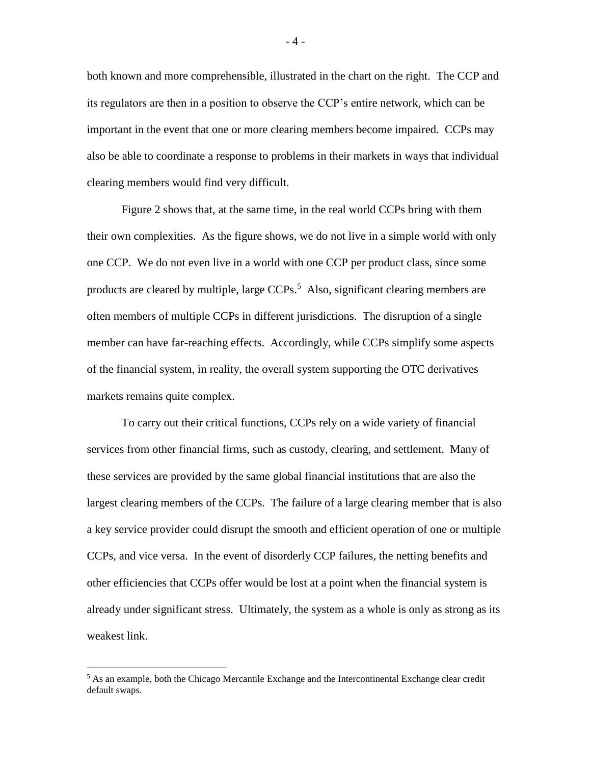both known and more comprehensible, illustrated in the chart on the right. The CCP and its regulators are then in a position to observe the CCP's entire network, which can be important in the event that one or more clearing members become impaired. CCPs may also be able to coordinate a response to problems in their markets in ways that individual clearing members would find very difficult.

Figure 2 shows that, at the same time, in the real world CCPs bring with them their own complexities. As the figure shows, we do not live in a simple world with only one CCP. We do not even live in a world with one CCP per product class, since some products are cleared by multiple, large CCPs.[5] Also, significant clearing members are often members of multiple CCPs in different jurisdictions. The disruption of a single member can have far-reaching effects. Accordingly, while CCPs simplify some aspects of the financial system, in reality, the overall system supporting the OTC derivatives markets remains quite complex.

To carry out their critical functions, CCPs rely on a wide variety of financial services from other financial firms, such as custody, clearing, and settlement. Many of these services are provided by the same global financial institutions that are also the largest clearing members of the CCPs. The failure of a large clearing member that is also a key service provider could disrupt the smooth and efficient operation of one or multiple CCPs, and vice versa. In the event of disorderly CCP failures, the netting benefits and other efficiencies that CCPs offer would be lost at a point when the financial system is already under significant stress. Ultimately, the system as a whole is only as strong as its weakest link.

[5] As an example, both the Chicago Mercantile Exchange and the Intercontinental Exchange clear credit default swaps.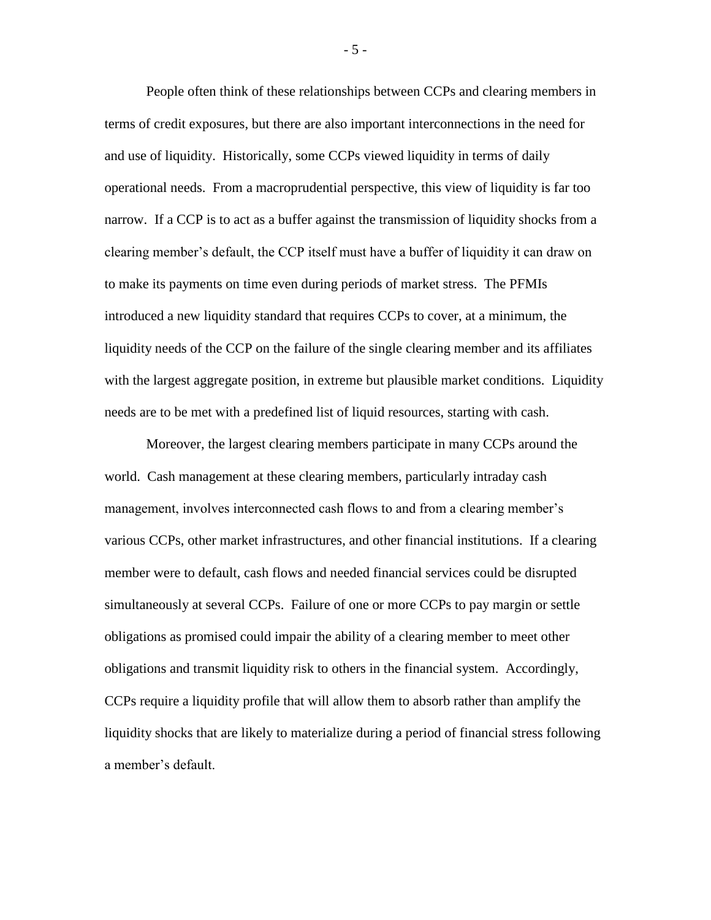People often think of these relationships between CCPs and clearing members in terms of credit exposures, but there are also important interconnections in the need for and use of liquidity. Historically, some CCPs viewed liquidity in terms of daily operational needs. From a macroprudential perspective, this view of liquidity is far too narrow. If a CCP is to act as a buffer against the transmission of liquidity shocks from a clearing member's default, the CCP itself must have a buffer of liquidity it can draw on to make its payments on time even during periods of market stress. The PFMIs introduced a new liquidity standard that requires CCPs to cover, at a minimum, the liquidity needs of the CCP on the failure of the single clearing member and its affiliates with the largest aggregate position, in extreme but plausible market conditions. Liquidity needs are to be met with a predefined list of liquid resources, starting with cash.

Moreover, the largest clearing members participate in many CCPs around the world. Cash management at these clearing members, particularly intraday cash management, involves interconnected cash flows to and from a clearing member's various CCPs, other market infrastructures, and other financial institutions. If a clearing member were to default, cash flows and needed financial services could be disrupted simultaneously at several CCPs. Failure of one or more CCPs to pay margin or settle obligations as promised could impair the ability of a clearing member to meet other obligations and transmit liquidity risk to others in the financial system. Accordingly, CCPs require a liquidity profile that will allow them to absorb rather than amplify the liquidity shocks that are likely to materialize during a period of financial stress following a member's default.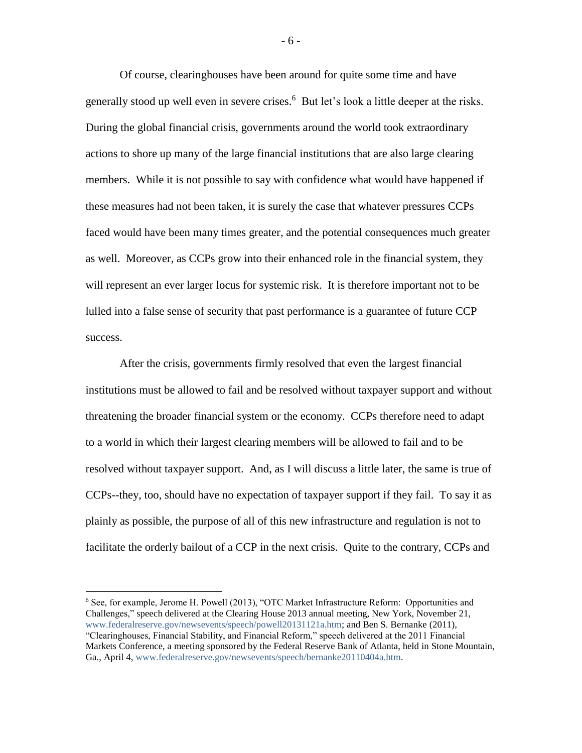Of course, clearinghouses have been around for quite some time and have generally stood up well even in severe crises.[6] But let's look a little deeper at the risks. During the global financial crisis, governments around the world took extraordinary actions to shore up many of the large financial institutions that are also large clearing members. While it is not possible to say with confidence what would have happened if these measures had not been taken, it is surely the case that whatever pressures CCPs faced would have been many times greater, and the potential consequences much greater as well. Moreover, as CCPs grow into their enhanced role in the financial system, they will represent an ever larger locus for systemic risk. It is therefore important not to be lulled into a false sense of security that past performance is a guarantee of future CCP success.

After the crisis, governments firmly resolved that even the largest financial institutions must be allowed to fail and be resolved without taxpayer support and without threatening the broader financial system or the economy. CCPs therefore need to adapt to a world in which their largest clearing members will be allowed to fail and to be resolved without taxpayer support. And, as I will discuss a little later, the same is true of CCPs--they, too, should have no expectation of taxpayer support if they fail. To say it as plainly as possible, the purpose of all of this new infrastructure and regulation is not to facilitate the orderly bailout of a CCP in the next crisis. Quite to the contrary, CCPs and

---

[6] See, for example, Jerome H. Powell (2013), "OTC Market Infrastructure Reform: Opportunities and Challenges," speech delivered at the Clearing House 2013 annual meeting, New York, November 21, www.federalreserve.gov/newsevents/speech/powell20131121a.htm; and Ben S. Bernanke (2011), "Clearinghouses, Financial Stability, and Financial Reform," speech delivered at the 2011 Financial Markets Conference, a meeting sponsored by the Federal Reserve Bank of Atlanta, held in Stone Mountain, Ga., April 4, www.federalreserve.gov/newsevents/speech/bernanke20110404a.htm.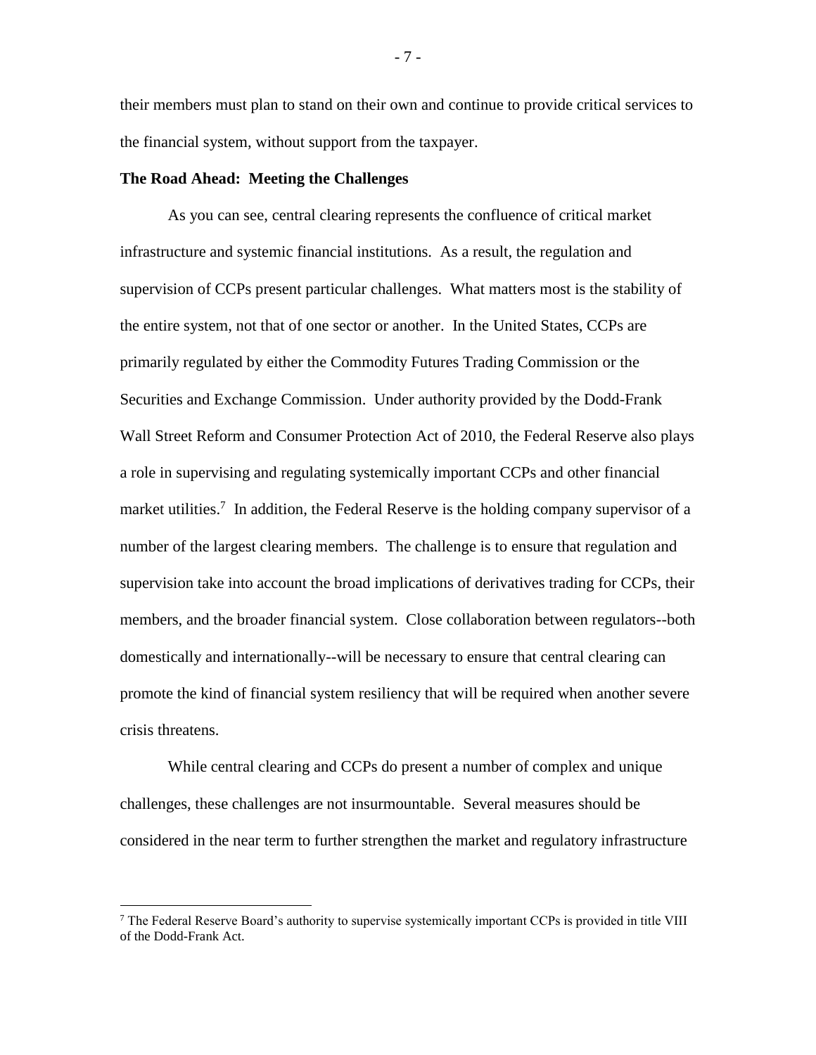their members must plan to stand on their own and continue to provide critical services to the financial system, without support from the taxpayer.

**The Road Ahead: Meeting the Challenges**

As you can see, central clearing represents the confluence of critical market infrastructure and systemic financial institutions. As a result, the regulation and supervision of CCPs present particular challenges. What matters most is the stability of the entire system, not that of one sector or another. In the United States, CCPs are primarily regulated by either the Commodity Futures Trading Commission or the Securities and Exchange Commission. Under authority provided by the Dodd-Frank Wall Street Reform and Consumer Protection Act of 2010, the Federal Reserve also plays a role in supervising and regulating systemically important CCPs and other financial market utilities.[7] In addition, the Federal Reserve is the holding company supervisor of a number of the largest clearing members. The challenge is to ensure that regulation and supervision take into account the broad implications of derivatives trading for CCPs, their members, and the broader financial system. Close collaboration between regulators--both domestically and internationally--will be necessary to ensure that central clearing can promote the kind of financial system resiliency that will be required when another severe crisis threatens.

While central clearing and CCPs do present a number of complex and unique challenges, these challenges are not insurmountable. Several measures should be considered in the near term to further strengthen the market and regulatory infrastructure

[7] The Federal Reserve Board's authority to supervise systemically important CCPs is provided in title VIII of the Dodd-Frank Act.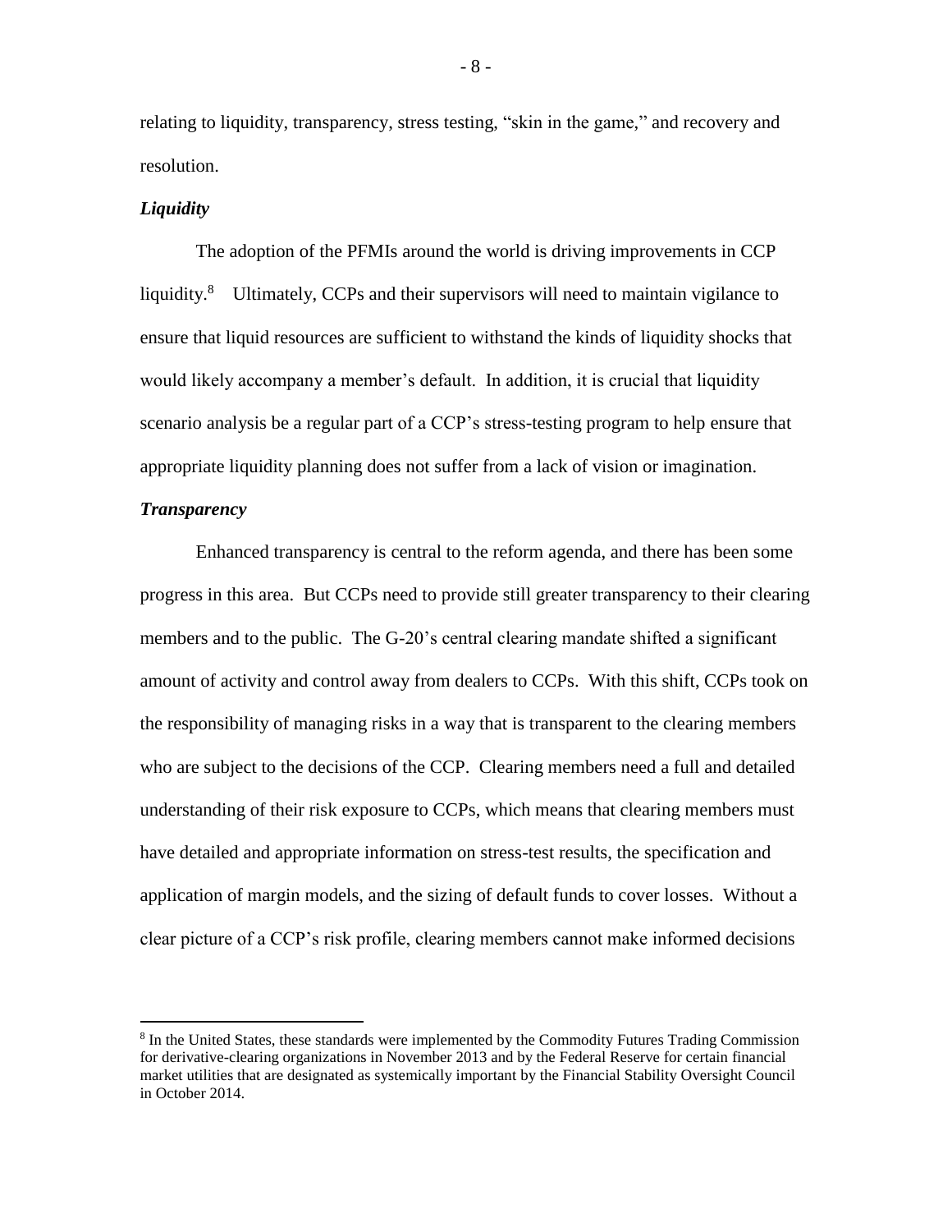relating to liquidity, transparency, stress testing, "skin in the game," and recovery and resolution.

### *Liquidity*

The adoption of the PFMIs around the world is driving improvements in CCP liquidity.[8] Ultimately, CCPs and their supervisors will need to maintain vigilance to ensure that liquid resources are sufficient to withstand the kinds of liquidity shocks that would likely accompany a member's default. In addition, it is crucial that liquidity scenario analysis be a regular part of a CCP's stress-testing program to help ensure that appropriate liquidity planning does not suffer from a lack of vision or imagination.

### *Transparency*

Enhanced transparency is central to the reform agenda, and there has been some progress in this area. But CCPs need to provide still greater transparency to their clearing members and to the public. The G-20's central clearing mandate shifted a significant amount of activity and control away from dealers to CCPs. With this shift, CCPs took on the responsibility of managing risks in a way that is transparent to the clearing members who are subject to the decisions of the CCP. Clearing members need a full and detailed understanding of their risk exposure to CCPs, which means that clearing members must have detailed and appropriate information on stress-test results, the specification and application of margin models, and the sizing of default funds to cover losses. Without a clear picture of a CCP's risk profile, clearing members cannot make informed decisions

---

[8] In the United States, these standards were implemented by the Commodity Futures Trading Commission for derivative-clearing organizations in November 2013 and by the Federal Reserve for certain financial market utilities that are designated as systemically important by the Financial Stability Oversight Council in October 2014.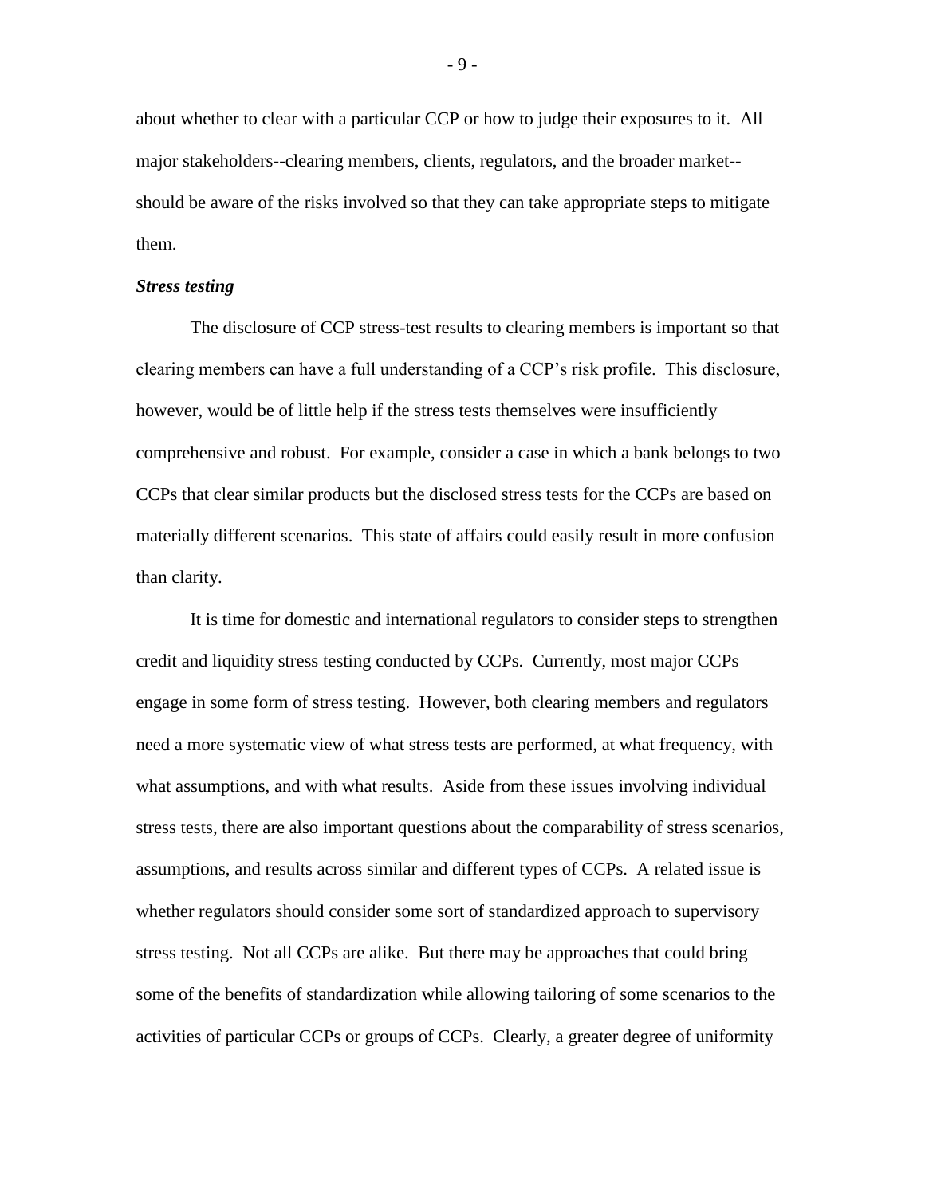about whether to clear with a particular CCP or how to judge their exposures to it. All major stakeholders--clearing members, clients, regulators, and the broader market--should be aware of the risks involved so that they can take appropriate steps to mitigate them.

***Stress testing***

The disclosure of CCP stress-test results to clearing members is important so that clearing members can have a full understanding of a CCP's risk profile. This disclosure, however, would be of little help if the stress tests themselves were insufficiently comprehensive and robust. For example, consider a case in which a bank belongs to two CCPs that clear similar products but the disclosed stress tests for the CCPs are based on materially different scenarios. This state of affairs could easily result in more confusion than clarity.

It is time for domestic and international regulators to consider steps to strengthen credit and liquidity stress testing conducted by CCPs. Currently, most major CCPs engage in some form of stress testing. However, both clearing members and regulators need a more systematic view of what stress tests are performed, at what frequency, with what assumptions, and with what results. Aside from these issues involving individual stress tests, there are also important questions about the comparability of stress scenarios, assumptions, and results across similar and different types of CCPs. A related issue is whether regulators should consider some sort of standardized approach to supervisory stress testing. Not all CCPs are alike. But there may be approaches that could bring some of the benefits of standardization while allowing tailoring of some scenarios to the activities of particular CCPs or groups of CCPs. Clearly, a greater degree of uniformity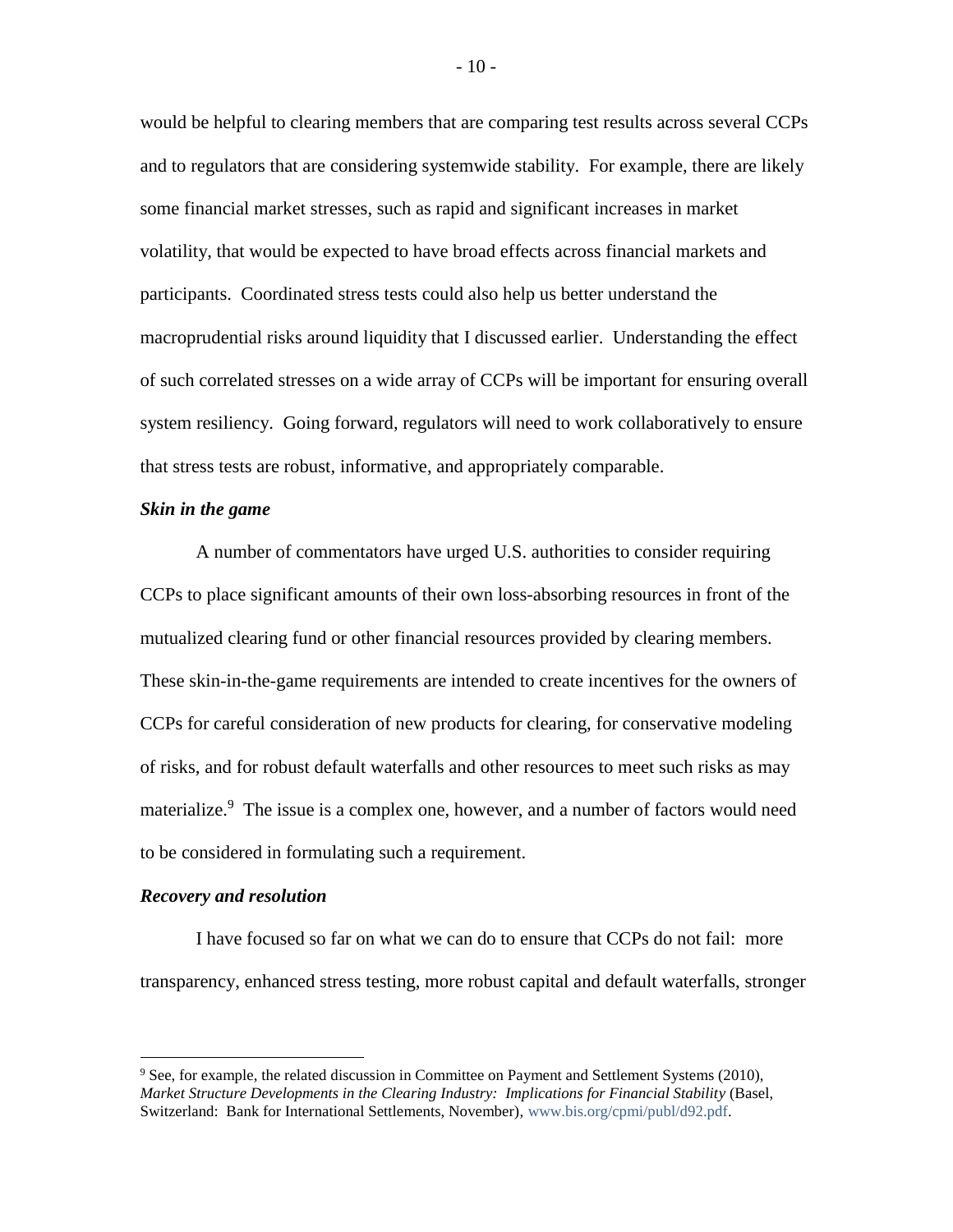would be helpful to clearing members that are comparing test results across several CCPs and to regulators that are considering systemwide stability. For example, there are likely some financial market stresses, such as rapid and significant increases in market volatility, that would be expected to have broad effects across financial markets and participants. Coordinated stress tests could also help us better understand the macroprudential risks around liquidity that I discussed earlier. Understanding the effect of such correlated stresses on a wide array of CCPs will be important for ensuring overall system resiliency. Going forward, regulators will need to work collaboratively to ensure that stress tests are robust, informative, and appropriately comparable.

***Skin in the game***

A number of commentators have urged U.S. authorities to consider requiring CCPs to place significant amounts of their own loss-absorbing resources in front of the mutualized clearing fund or other financial resources provided by clearing members. These skin-in-the-game requirements are intended to create incentives for the owners of CCPs for careful consideration of new products for clearing, for conservative modeling of risks, and for robust default waterfalls and other resources to meet such risks as may materialize.[9] The issue is a complex one, however, and a number of factors would need to be considered in formulating such a requirement.

***Recovery and resolution***

I have focused so far on what we can do to ensure that CCPs do not fail: more transparency, enhanced stress testing, more robust capital and default waterfalls, stronger

---

[9] See, for example, the related discussion in Committee on Payment and Settlement Systems (2010), *Market Structure Developments in the Clearing Industry: Implications for Financial Stability* (Basel, Switzerland: Bank for International Settlements, November), www.bis.org/cpmi/publ/d92.pdf.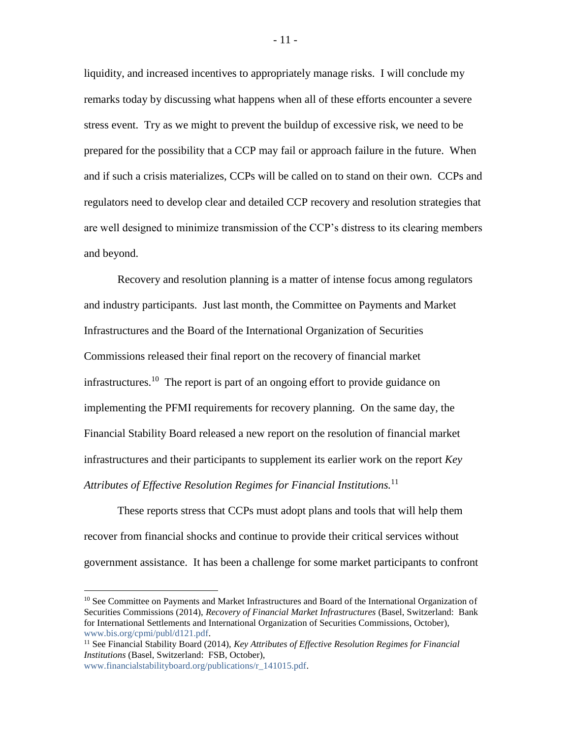liquidity, and increased incentives to appropriately manage risks. I will conclude my remarks today by discussing what happens when all of these efforts encounter a severe stress event. Try as we might to prevent the buildup of excessive risk, we need to be prepared for the possibility that a CCP may fail or approach failure in the future. When and if such a crisis materializes, CCPs will be called on to stand on their own. CCPs and regulators need to develop clear and detailed CCP recovery and resolution strategies that are well designed to minimize transmission of the CCP's distress to its clearing members and beyond.

Recovery and resolution planning is a matter of intense focus among regulators and industry participants. Just last month, the Committee on Payments and Market Infrastructures and the Board of the International Organization of Securities Commissions released their final report on the recovery of financial market infrastructures.[10] The report is part of an ongoing effort to provide guidance on implementing the PFMI requirements for recovery planning. On the same day, the Financial Stability Board released a new report on the resolution of financial market infrastructures and their participants to supplement its earlier work on the report *Key Attributes of Effective Resolution Regimes for Financial Institutions.*[11]

These reports stress that CCPs must adopt plans and tools that will help them recover from financial shocks and continue to provide their critical services without government assistance. It has been a challenge for some market participants to confront

---

[10] See Committee on Payments and Market Infrastructures and Board of the International Organization of Securities Commissions (2014), *Recovery of Financial Market Infrastructures* (Basel, Switzerland: Bank for International Settlements and International Organization of Securities Commissions, October), www.bis.org/cpmi/publ/d121.pdf.

[11] See Financial Stability Board (2014), *Key Attributes of Effective Resolution Regimes for Financial Institutions* (Basel, Switzerland: FSB, October), www.financialstabilityboard.org/publications/r_141015.pdf.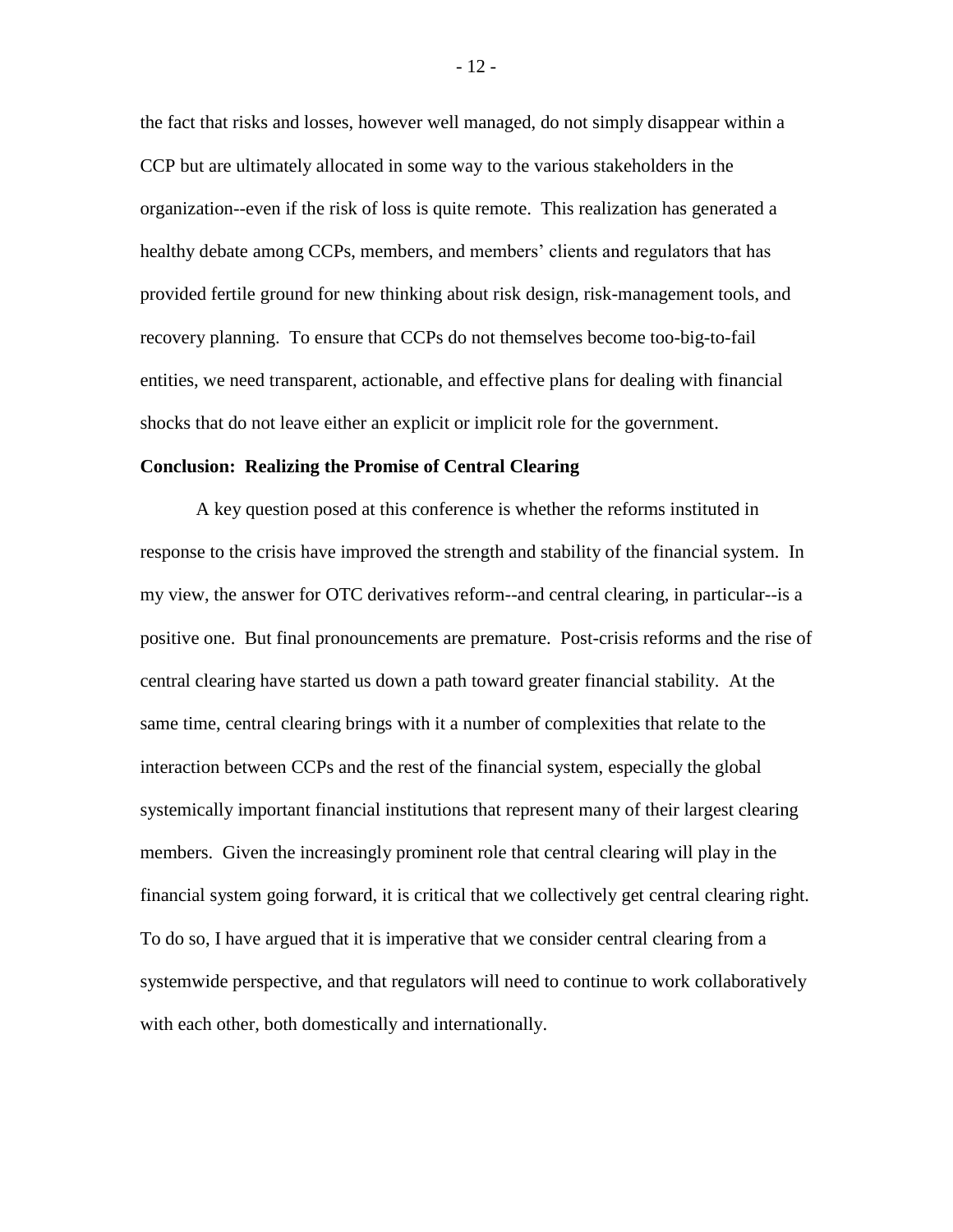the fact that risks and losses, however well managed, do not simply disappear within a CCP but are ultimately allocated in some way to the various stakeholders in the organization--even if the risk of loss is quite remote. This realization has generated a healthy debate among CCPs, members, and members' clients and regulators that has provided fertile ground for new thinking about risk design, risk-management tools, and recovery planning. To ensure that CCPs do not themselves become too-big-to-fail entities, we need transparent, actionable, and effective plans for dealing with financial shocks that do not leave either an explicit or implicit role for the government.

**Conclusion: Realizing the Promise of Central Clearing**

A key question posed at this conference is whether the reforms instituted in response to the crisis have improved the strength and stability of the financial system. In my view, the answer for OTC derivatives reform--and central clearing, in particular--is a positive one. But final pronouncements are premature. Post-crisis reforms and the rise of central clearing have started us down a path toward greater financial stability. At the same time, central clearing brings with it a number of complexities that relate to the interaction between CCPs and the rest of the financial system, especially the global systemically important financial institutions that represent many of their largest clearing members. Given the increasingly prominent role that central clearing will play in the financial system going forward, it is critical that we collectively get central clearing right. To do so, I have argued that it is imperative that we consider central clearing from a systemwide perspective, and that regulators will need to continue to work collaboratively with each other, both domestically and internationally.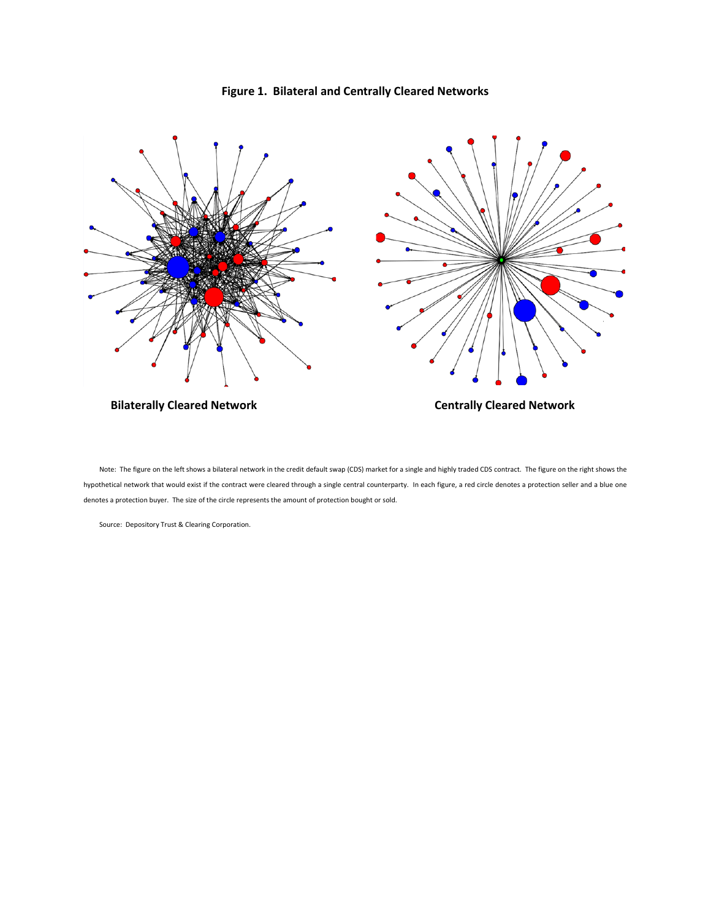**Figure 1. Bilateral and Centrally Cleared Networks**

**Bilaterally Cleared Network** **Centrally Cleared Network**

Note: The figure on the left shows a bilateral network in the credit default swap (CDS) market for a single and highly traded CDS contract. The figure on the right shows the hypothetical network that would exist if the contract were cleared through a single central counterparty. In each figure, a red circle denotes a protection seller and a blue one denotes a protection buyer. The size of the circle represents the amount of protection bought or sold.

Source: Depository Trust & Clearing Corporation.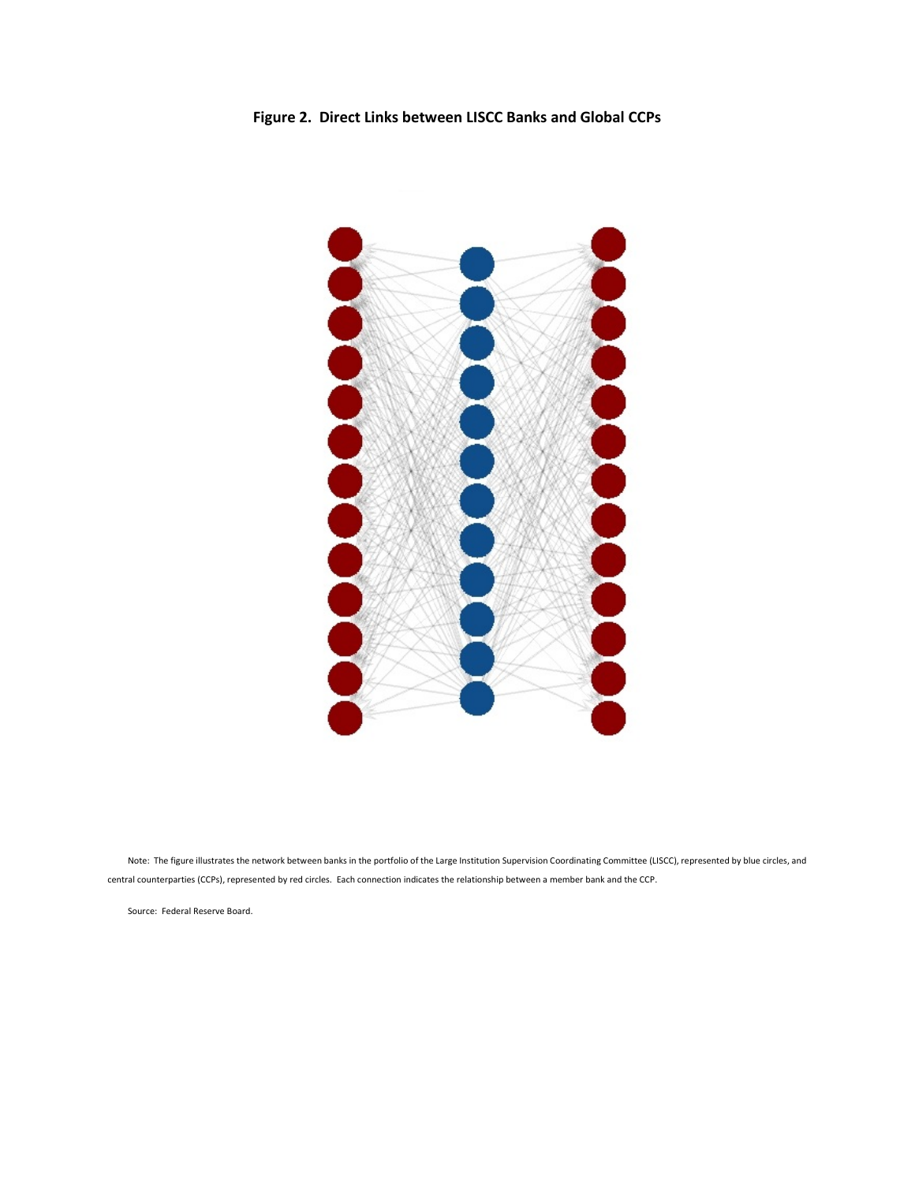**Figure 2. Direct Links between LISCC Banks and Global CCPs**

Note: The figure illustrates the network between banks in the portfolio of the Large Institution Supervision Coordinating Committee (LISCC), represented by blue circles, and central counterparties (CCPs), represented by red circles. Each connection indicates the relationship between a member bank and the CCP.

Source: Federal Reserve Board.